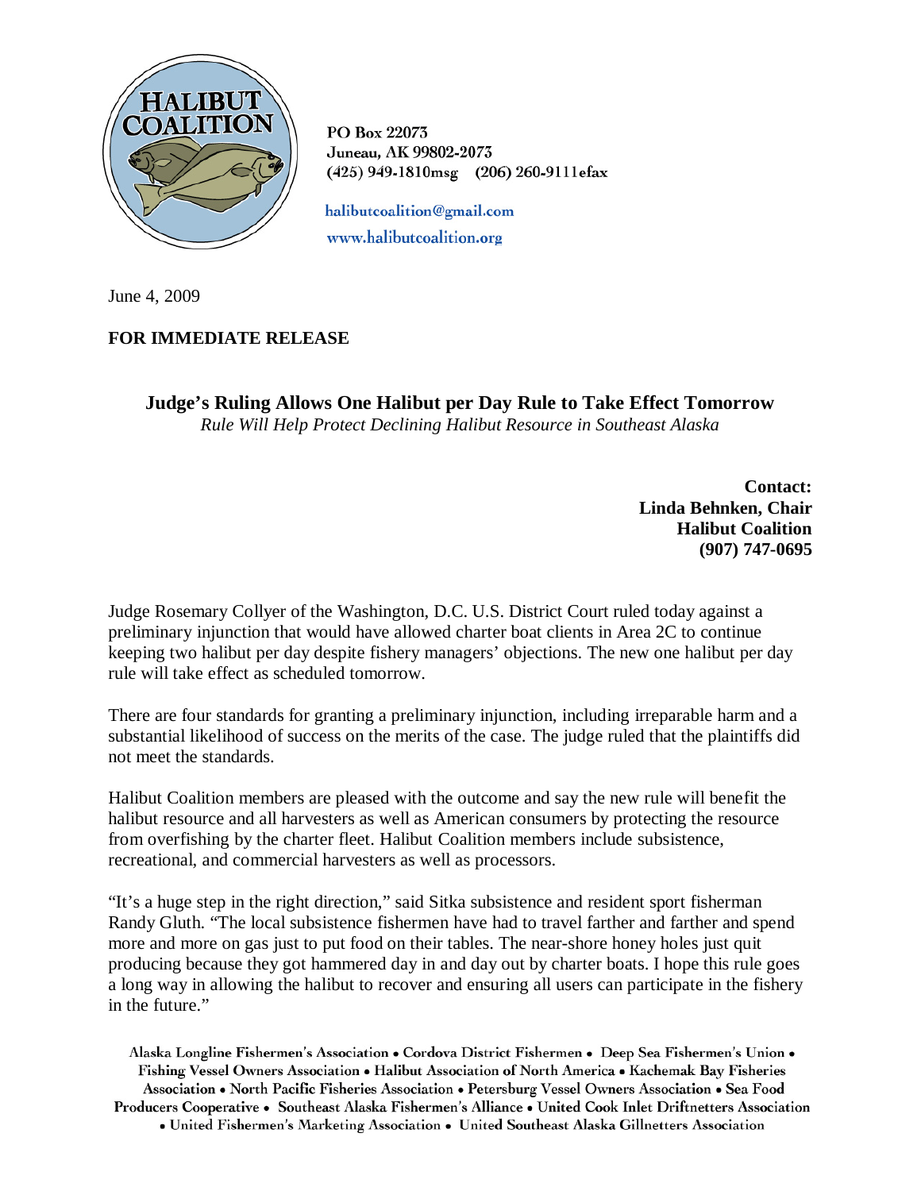PO Box 22073
Juneau, AK 99802-2073
(425) 949-1810msg (206) 260-9111efax

halibutcoalition@gmail.com
www.halibutcoalition.org

June 4, 2009

**FOR IMMEDIATE RELEASE**

## Judge's Ruling Allows One Halibut per Day Rule to Take Effect Tomorrow

*Rule Will Help Protect Declining Halibut Resource in Southeast Alaska*

**Contact:**
**Linda Behnken, Chair**
**Halibut Coalition**
**(907) 747-0695**

Judge Rosemary Collyer of the Washington, D.C. U.S. District Court ruled today against a preliminary injunction that would have allowed charter boat clients in Area 2C to continue keeping two halibut per day despite fishery managers' objections. The new one halibut per day rule will take effect as scheduled tomorrow.

There are four standards for granting a preliminary injunction, including irreparable harm and a substantial likelihood of success on the merits of the case. The judge ruled that the plaintiffs did not meet the standards.

Halibut Coalition members are pleased with the outcome and say the new rule will benefit the halibut resource and all harvesters as well as American consumers by protecting the resource from overfishing by the charter fleet. Halibut Coalition members include subsistence, recreational, and commercial harvesters as well as processors.

"It's a huge step in the right direction," said Sitka subsistence and resident sport fisherman Randy Gluth. "The local subsistence fishermen have had to travel farther and farther and spend more and more on gas just to put food on their tables. The near-shore honey holes just quit producing because they got hammered day in and day out by charter boats. I hope this rule goes a long way in allowing the halibut to recover and ensuring all users can participate in the fishery in the future."

Alaska Longline Fishermen's Association • Cordova District Fishermen • Deep Sea Fishermen's Union • Fishing Vessel Owners Association • Halibut Association of North America • Kachemak Bay Fisheries Association • North Pacific Fisheries Association • Petersburg Vessel Owners Association • Sea Food Producers Cooperative • Southeast Alaska Fishermen's Alliance • United Cook Inlet Driftnetters Association • United Fishermen's Marketing Association • United Southeast Alaska Gillnetters Association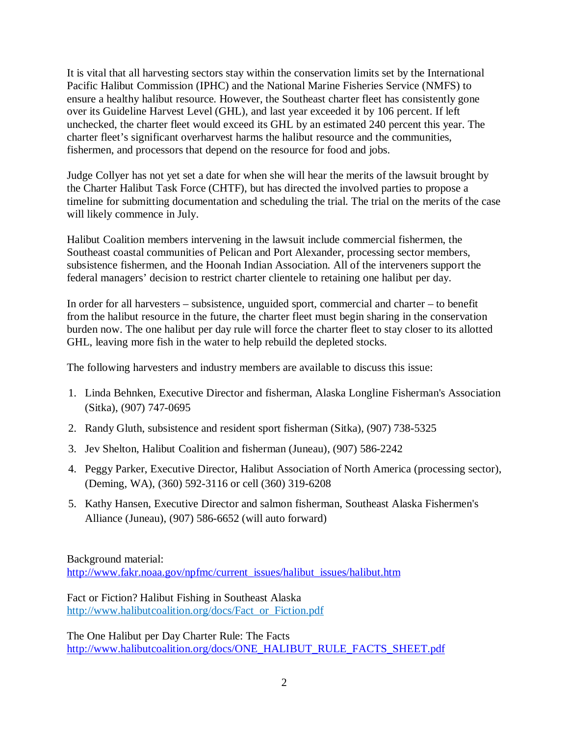It is vital that all harvesting sectors stay within the conservation limits set by the International Pacific Halibut Commission (IPHC) and the National Marine Fisheries Service (NMFS) to ensure a healthy halibut resource. However, the Southeast charter fleet has consistently gone over its Guideline Harvest Level (GHL), and last year exceeded it by 106 percent. If left unchecked, the charter fleet would exceed its GHL by an estimated 240 percent this year. The charter fleet's significant overharvest harms the halibut resource and the communities, fishermen, and processors that depend on the resource for food and jobs.

Judge Collyer has not yet set a date for when she will hear the merits of the lawsuit brought by the Charter Halibut Task Force (CHTF), but has directed the involved parties to propose a timeline for submitting documentation and scheduling the trial. The trial on the merits of the case will likely commence in July.

Halibut Coalition members intervening in the lawsuit include commercial fishermen, the Southeast coastal communities of Pelican and Port Alexander, processing sector members, subsistence fishermen, and the Hoonah Indian Association. All of the interveners support the federal managers' decision to restrict charter clientele to retaining one halibut per day.

In order for all harvesters – subsistence, unguided sport, commercial and charter – to benefit from the halibut resource in the future, the charter fleet must begin sharing in the conservation burden now. The one halibut per day rule will force the charter fleet to stay closer to its allotted GHL, leaving more fish in the water to help rebuild the depleted stocks.

The following harvesters and industry members are available to discuss this issue:

1. Linda Behnken, Executive Director and fisherman, Alaska Longline Fisherman's Association (Sitka), (907) 747-0695
2. Randy Gluth, subsistence and resident sport fisherman (Sitka), (907) 738-5325
3. Jev Shelton, Halibut Coalition and fisherman (Juneau), (907) 586-2242
4. Peggy Parker, Executive Director, Halibut Association of North America (processing sector), (Deming, WA), (360) 592-3116 or cell (360) 319-6208
5. Kathy Hansen, Executive Director and salmon fisherman, Southeast Alaska Fishermen's Alliance (Juneau), (907) 586-6652 (will auto forward)

Background material:
http://www.fakr.noaa.gov/npfmc/current_issues/halibut_issues/halibut.htm

Fact or Fiction? Halibut Fishing in Southeast Alaska
http://www.halibutcoalition.org/docs/Fact_or_Fiction.pdf

The One Halibut per Day Charter Rule: The Facts
http://www.halibutcoalition.org/docs/ONE_HALIBUT_RULE_FACTS_SHEET.pdf